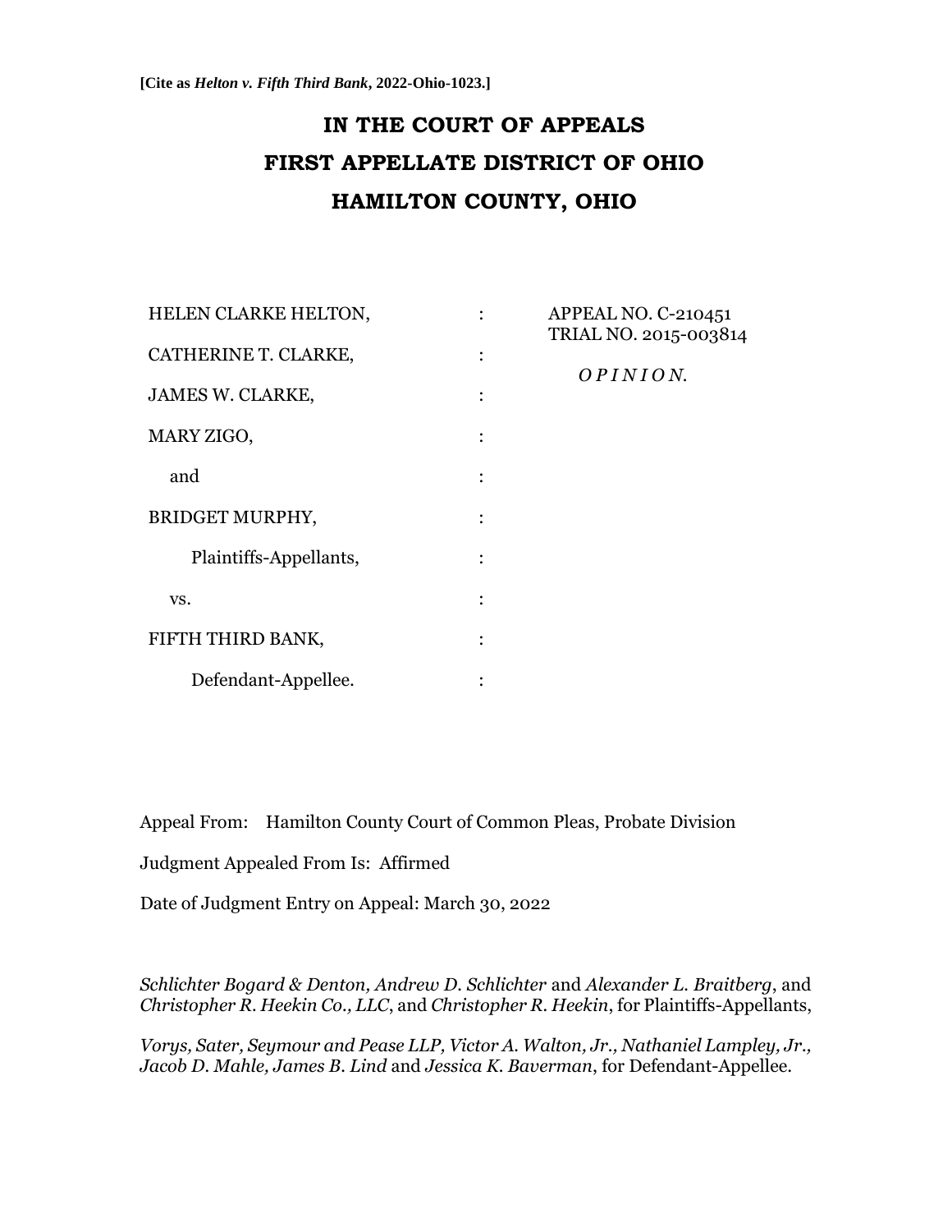**[Cite as *Helton v. Fifth Third Bank*, 2022-Ohio-1023.]**

# IN THE COURT OF APPEALS
# FIRST APPELLATE DISTRICT OF OHIO
# HAMILTON COUNTY, OHIO

| | | |
|---|---|---|
| HELEN CLARKE HELTON, | : | APPEAL NO. C-210451 TRIAL NO. 2015-003814 |
| CATHERINE T. CLARKE, | : | *O P I N I O N.* |
| JAMES W. CLARKE, | : | |
| MARY ZIGO, | : | |
| and | : | |
| BRIDGET MURPHY, | : | |
| Plaintiffs-Appellants, | : | |
| vs. | : | |
| FIFTH THIRD BANK, | : | |
| Defendant-Appellee. | : | |

Appeal From: Hamilton County Court of Common Pleas, Probate Division

Judgment Appealed From Is: Affirmed

Date of Judgment Entry on Appeal: March 30, 2022

*Schlichter Bogard & Denton, Andrew D. Schlichter* and *Alexander L. Braitberg*, and *Christopher R. Heekin Co., LLC*, and *Christopher R. Heekin*, for Plaintiffs-Appellants,

*Vorys, Sater, Seymour and Pease LLP, Victor A. Walton, Jr., Nathaniel Lampley, Jr., Jacob D. Mahle, James B. Lind* and *Jessica K. Baverman*, for Defendant-Appellee.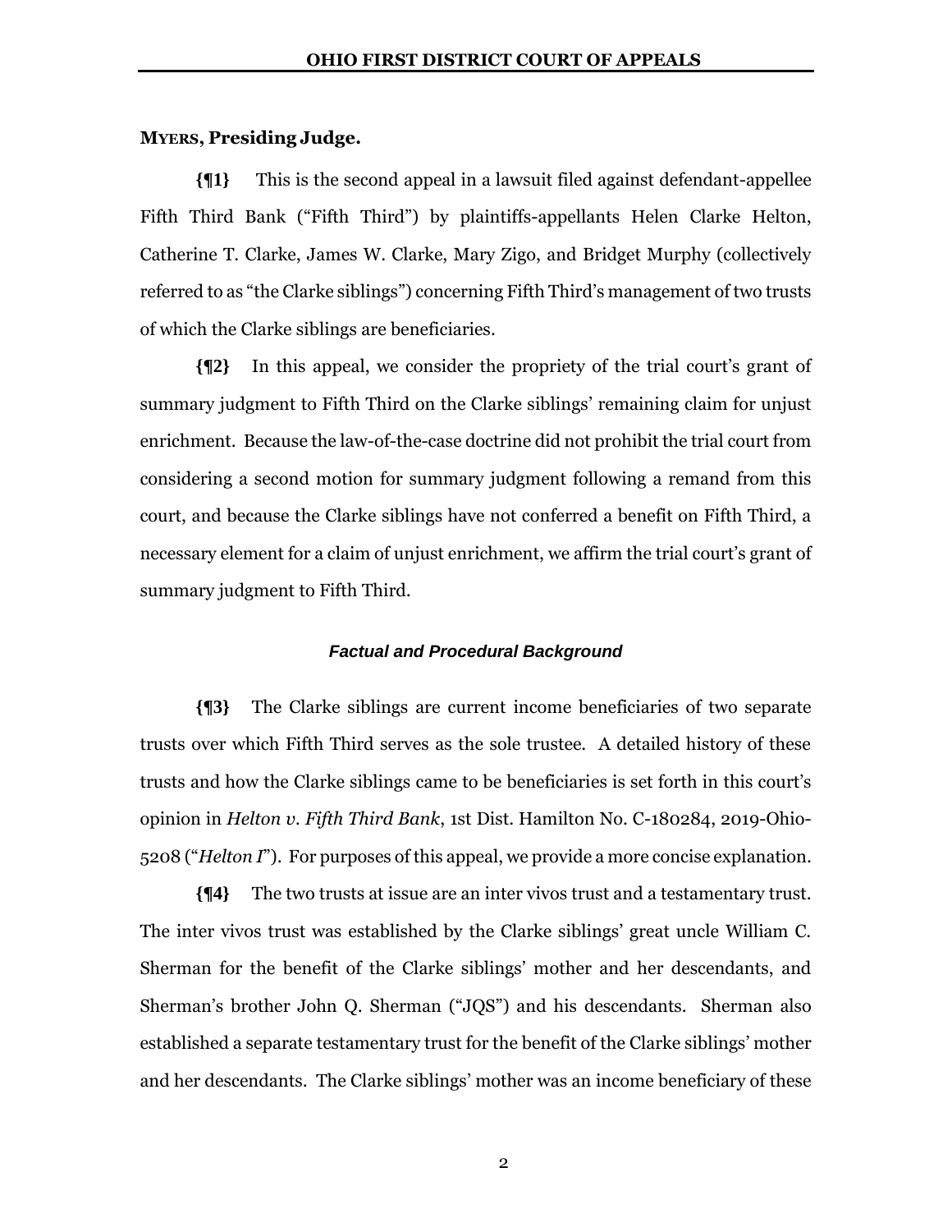**MYERS, Presiding Judge.**

**{¶1}** This is the second appeal in a lawsuit filed against defendant-appellee Fifth Third Bank ("Fifth Third") by plaintiffs-appellants Helen Clarke Helton, Catherine T. Clarke, James W. Clarke, Mary Zigo, and Bridget Murphy (collectively referred to as "the Clarke siblings") concerning Fifth Third's management of two trusts of which the Clarke siblings are beneficiaries.

**{¶2}** In this appeal, we consider the propriety of the trial court's grant of summary judgment to Fifth Third on the Clarke siblings' remaining claim for unjust enrichment. Because the law-of-the-case doctrine did not prohibit the trial court from considering a second motion for summary judgment following a remand from this court, and because the Clarke siblings have not conferred a benefit on Fifth Third, a necessary element for a claim of unjust enrichment, we affirm the trial court's grant of summary judgment to Fifth Third.

### ***Factual and Procedural Background***

**{¶3}** The Clarke siblings are current income beneficiaries of two separate trusts over which Fifth Third serves as the sole trustee. A detailed history of these trusts and how the Clarke siblings came to be beneficiaries is set forth in this court's opinion in *Helton v. Fifth Third Bank*, 1st Dist. Hamilton No. C-180284, 2019-Ohio-5208 ("*Helton I*"). For purposes of this appeal, we provide a more concise explanation.

**{¶4}** The two trusts at issue are an inter vivos trust and a testamentary trust. The inter vivos trust was established by the Clarke siblings' great uncle William C. Sherman for the benefit of the Clarke siblings' mother and her descendants, and Sherman's brother John Q. Sherman ("JQS") and his descendants. Sherman also established a separate testamentary trust for the benefit of the Clarke siblings' mother and her descendants. The Clarke siblings' mother was an income beneficiary of these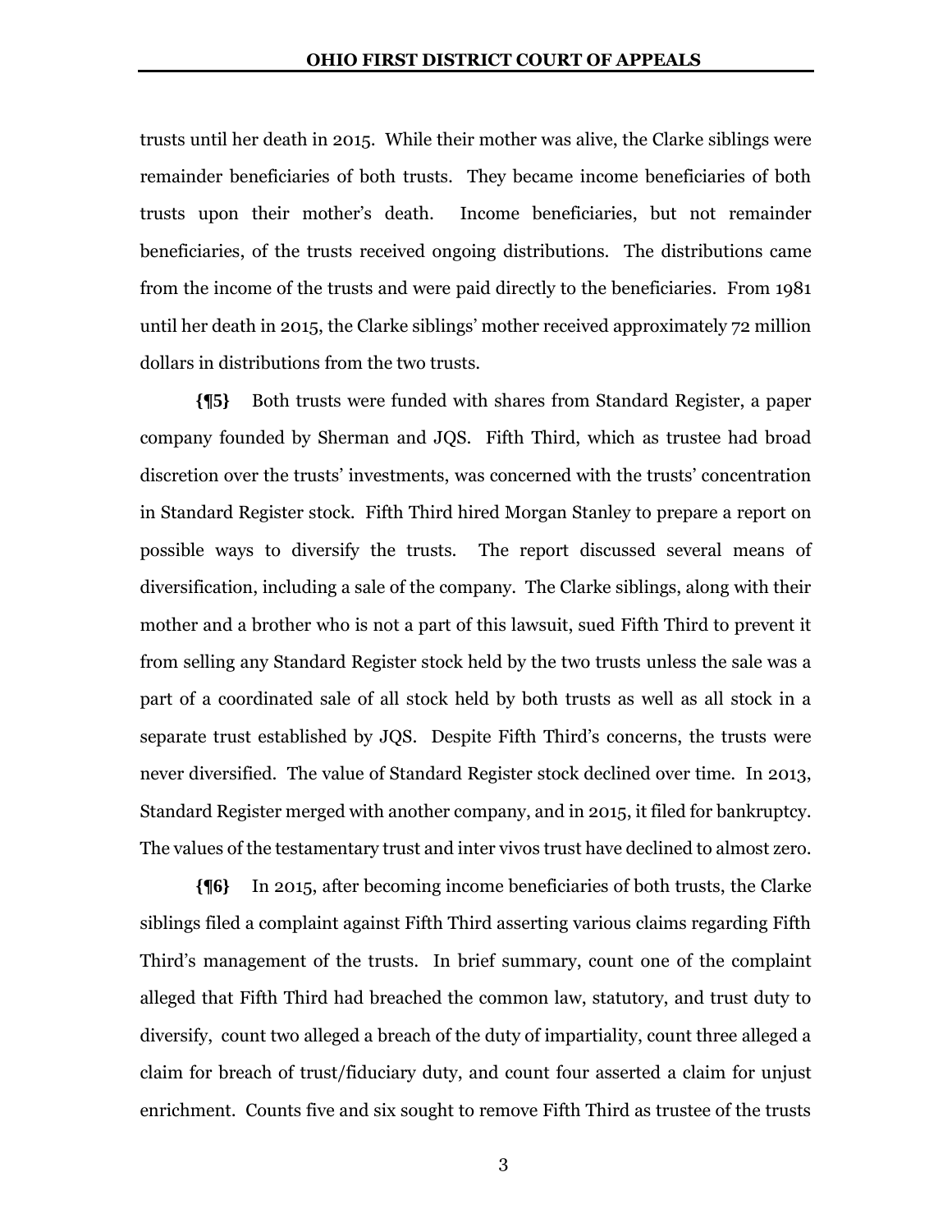trusts until her death in 2015. While their mother was alive, the Clarke siblings were remainder beneficiaries of both trusts. They became income beneficiaries of both trusts upon their mother's death. Income beneficiaries, but not remainder beneficiaries, of the trusts received ongoing distributions. The distributions came from the income of the trusts and were paid directly to the beneficiaries. From 1981 until her death in 2015, the Clarke siblings' mother received approximately 72 million dollars in distributions from the two trusts.

**{¶5}** Both trusts were funded with shares from Standard Register, a paper company founded by Sherman and JQS. Fifth Third, which as trustee had broad discretion over the trusts' investments, was concerned with the trusts' concentration in Standard Register stock. Fifth Third hired Morgan Stanley to prepare a report on possible ways to diversify the trusts. The report discussed several means of diversification, including a sale of the company. The Clarke siblings, along with their mother and a brother who is not a part of this lawsuit, sued Fifth Third to prevent it from selling any Standard Register stock held by the two trusts unless the sale was a part of a coordinated sale of all stock held by both trusts as well as all stock in a separate trust established by JQS. Despite Fifth Third's concerns, the trusts were never diversified. The value of Standard Register stock declined over time. In 2013, Standard Register merged with another company, and in 2015, it filed for bankruptcy. The values of the testamentary trust and inter vivos trust have declined to almost zero.

**{¶6}** In 2015, after becoming income beneficiaries of both trusts, the Clarke siblings filed a complaint against Fifth Third asserting various claims regarding Fifth Third's management of the trusts. In brief summary, count one of the complaint alleged that Fifth Third had breached the common law, statutory, and trust duty to diversify, count two alleged a breach of the duty of impartiality, count three alleged a claim for breach of trust/fiduciary duty, and count four asserted a claim for unjust enrichment. Counts five and six sought to remove Fifth Third as trustee of the trusts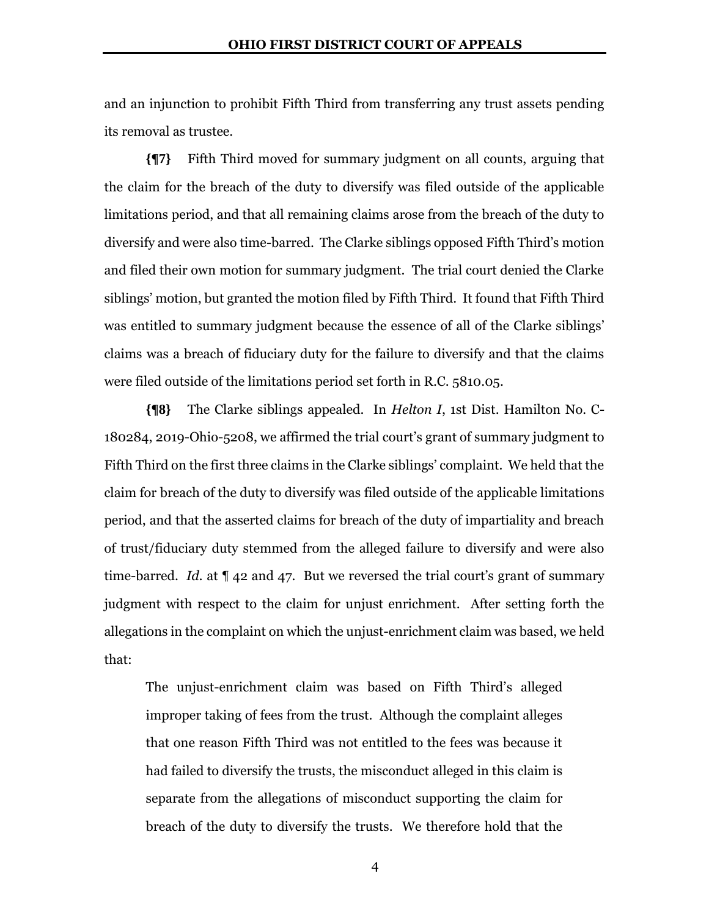and an injunction to prohibit Fifth Third from transferring any trust assets pending its removal as trustee.

**{¶7}** Fifth Third moved for summary judgment on all counts, arguing that the claim for the breach of the duty to diversify was filed outside of the applicable limitations period, and that all remaining claims arose from the breach of the duty to diversify and were also time-barred. The Clarke siblings opposed Fifth Third's motion and filed their own motion for summary judgment. The trial court denied the Clarke siblings' motion, but granted the motion filed by Fifth Third. It found that Fifth Third was entitled to summary judgment because the essence of all of the Clarke siblings' claims was a breach of fiduciary duty for the failure to diversify and that the claims were filed outside of the limitations period set forth in R.C. 5810.05.

**{¶8}** The Clarke siblings appealed. In *Helton I*, 1st Dist. Hamilton No. C-180284, 2019-Ohio-5208, we affirmed the trial court's grant of summary judgment to Fifth Third on the first three claims in the Clarke siblings' complaint. We held that the claim for breach of the duty to diversify was filed outside of the applicable limitations period, and that the asserted claims for breach of the duty of impartiality and breach of trust/fiduciary duty stemmed from the alleged failure to diversify and were also time-barred. *Id.* at ¶ 42 and 47. But we reversed the trial court's grant of summary judgment with respect to the claim for unjust enrichment. After setting forth the allegations in the complaint on which the unjust-enrichment claim was based, we held that:

> The unjust-enrichment claim was based on Fifth Third's alleged improper taking of fees from the trust. Although the complaint alleges that one reason Fifth Third was not entitled to the fees was because it had failed to diversify the trusts, the misconduct alleged in this claim is separate from the allegations of misconduct supporting the claim for breach of the duty to diversify the trusts. We therefore hold that the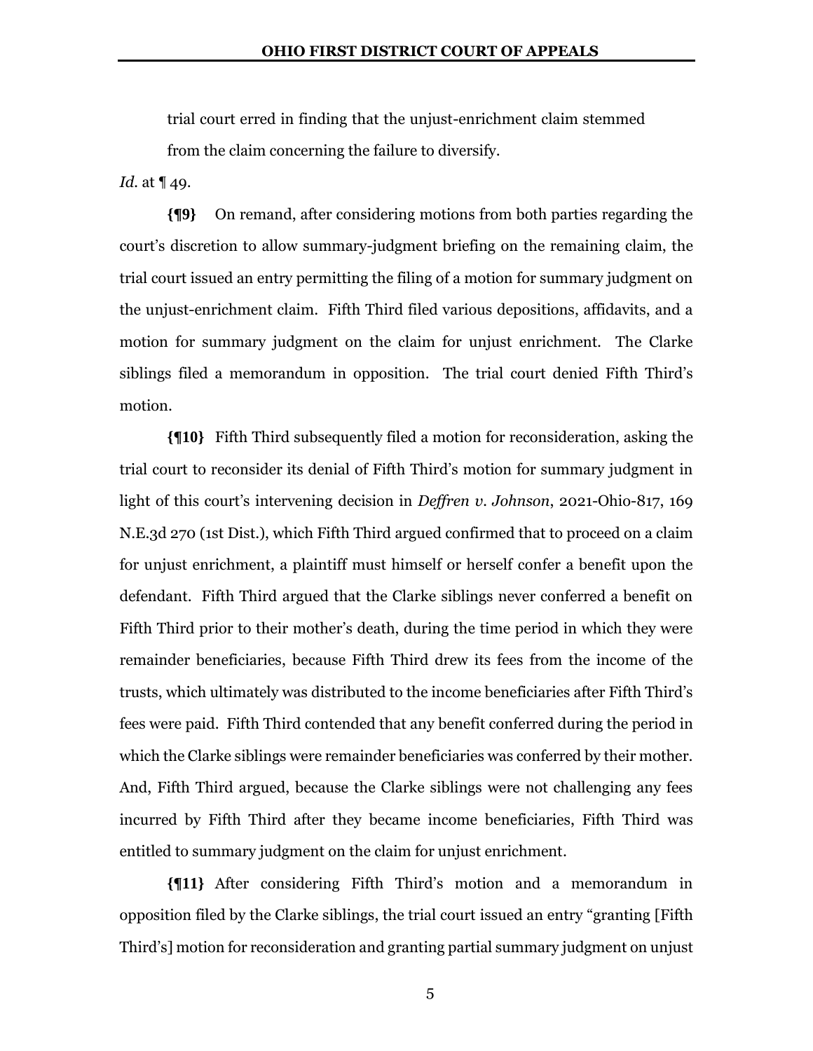trial court erred in finding that the unjust-enrichment claim stemmed from the claim concerning the failure to diversify.

*Id.* at ¶ 49.

**{¶9}** On remand, after considering motions from both parties regarding the court's discretion to allow summary-judgment briefing on the remaining claim, the trial court issued an entry permitting the filing of a motion for summary judgment on the unjust-enrichment claim. Fifth Third filed various depositions, affidavits, and a motion for summary judgment on the claim for unjust enrichment. The Clarke siblings filed a memorandum in opposition. The trial court denied Fifth Third's motion.

**{¶10}** Fifth Third subsequently filed a motion for reconsideration, asking the trial court to reconsider its denial of Fifth Third's motion for summary judgment in light of this court's intervening decision in *Deffren v. Johnson*, 2021-Ohio-817, 169 N.E.3d 270 (1st Dist.), which Fifth Third argued confirmed that to proceed on a claim for unjust enrichment, a plaintiff must himself or herself confer a benefit upon the defendant. Fifth Third argued that the Clarke siblings never conferred a benefit on Fifth Third prior to their mother's death, during the time period in which they were remainder beneficiaries, because Fifth Third drew its fees from the income of the trusts, which ultimately was distributed to the income beneficiaries after Fifth Third's fees were paid. Fifth Third contended that any benefit conferred during the period in which the Clarke siblings were remainder beneficiaries was conferred by their mother. And, Fifth Third argued, because the Clarke siblings were not challenging any fees incurred by Fifth Third after they became income beneficiaries, Fifth Third was entitled to summary judgment on the claim for unjust enrichment.

**{¶11}** After considering Fifth Third's motion and a memorandum in opposition filed by the Clarke siblings, the trial court issued an entry "granting [Fifth Third's] motion for reconsideration and granting partial summary judgment on unjust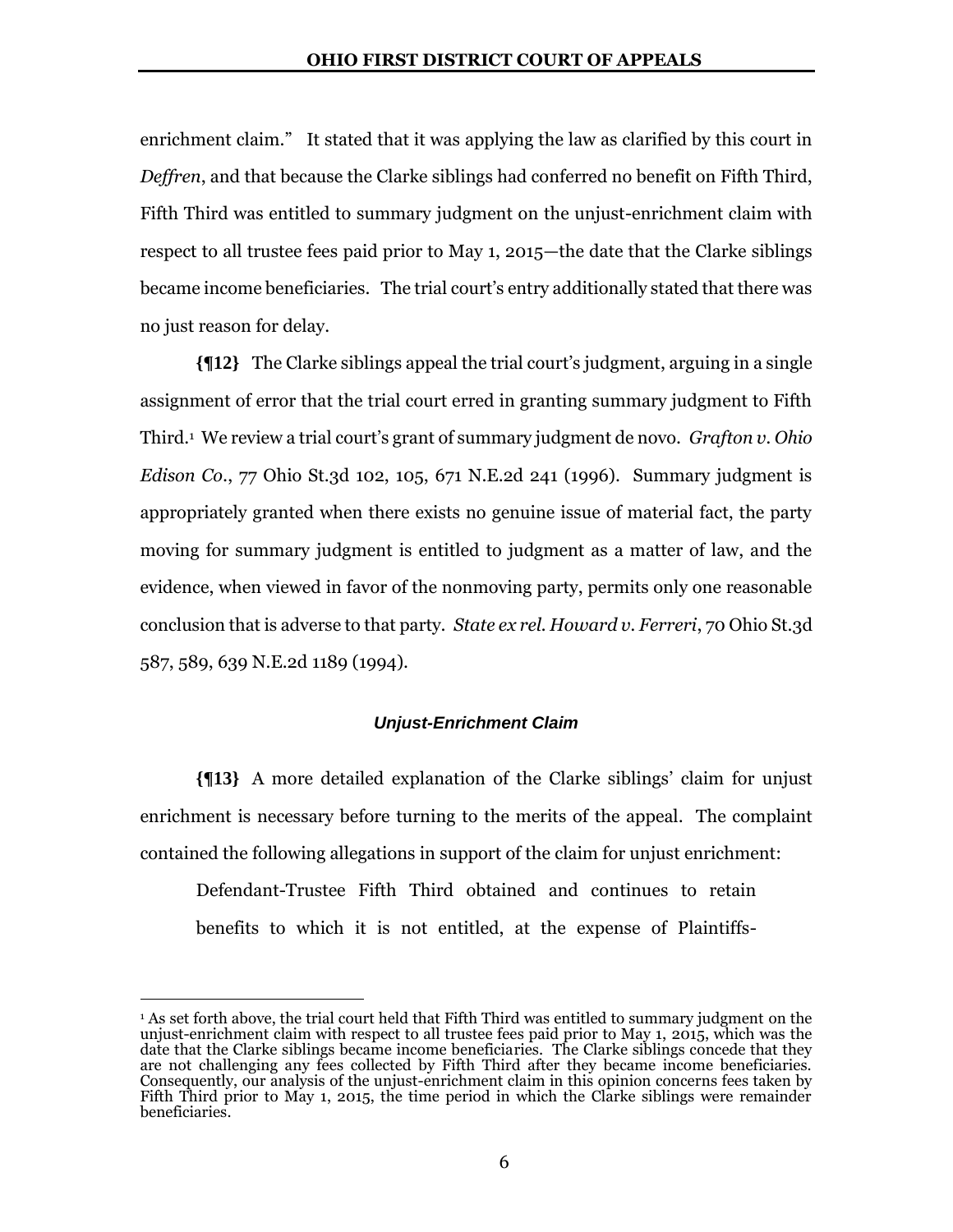enrichment claim." It stated that it was applying the law as clarified by this court in *Deffren*, and that because the Clarke siblings had conferred no benefit on Fifth Third, Fifth Third was entitled to summary judgment on the unjust-enrichment claim with respect to all trustee fees paid prior to May 1, 2015—the date that the Clarke siblings became income beneficiaries. The trial court's entry additionally stated that there was no just reason for delay.

**{¶12}** The Clarke siblings appeal the trial court's judgment, arguing in a single assignment of error that the trial court erred in granting summary judgment to Fifth Third.[1] We review a trial court's grant of summary judgment de novo. *Grafton v. Ohio Edison Co.*, 77 Ohio St.3d 102, 105, 671 N.E.2d 241 (1996). Summary judgment is appropriately granted when there exists no genuine issue of material fact, the party moving for summary judgment is entitled to judgment as a matter of law, and the evidence, when viewed in favor of the nonmoving party, permits only one reasonable conclusion that is adverse to that party. *State ex rel. Howard v. Ferreri*, 70 Ohio St.3d 587, 589, 639 N.E.2d 1189 (1994).

### *Unjust-Enrichment Claim*

**{¶13}** A more detailed explanation of the Clarke siblings' claim for unjust enrichment is necessary before turning to the merits of the appeal. The complaint contained the following allegations in support of the claim for unjust enrichment:

> Defendant-Trustee Fifth Third obtained and continues to retain benefits to which it is not entitled, at the expense of Plaintiffs-

---

[1] As set forth above, the trial court held that Fifth Third was entitled to summary judgment on the unjust-enrichment claim with respect to all trustee fees paid prior to May 1, 2015, which was the date that the Clarke siblings became income beneficiaries. The Clarke siblings concede that they are not challenging any fees collected by Fifth Third after they became income beneficiaries. Consequently, our analysis of the unjust-enrichment claim in this opinion concerns fees taken by Fifth Third prior to May 1, 2015, the time period in which the Clarke siblings were remainder beneficiaries.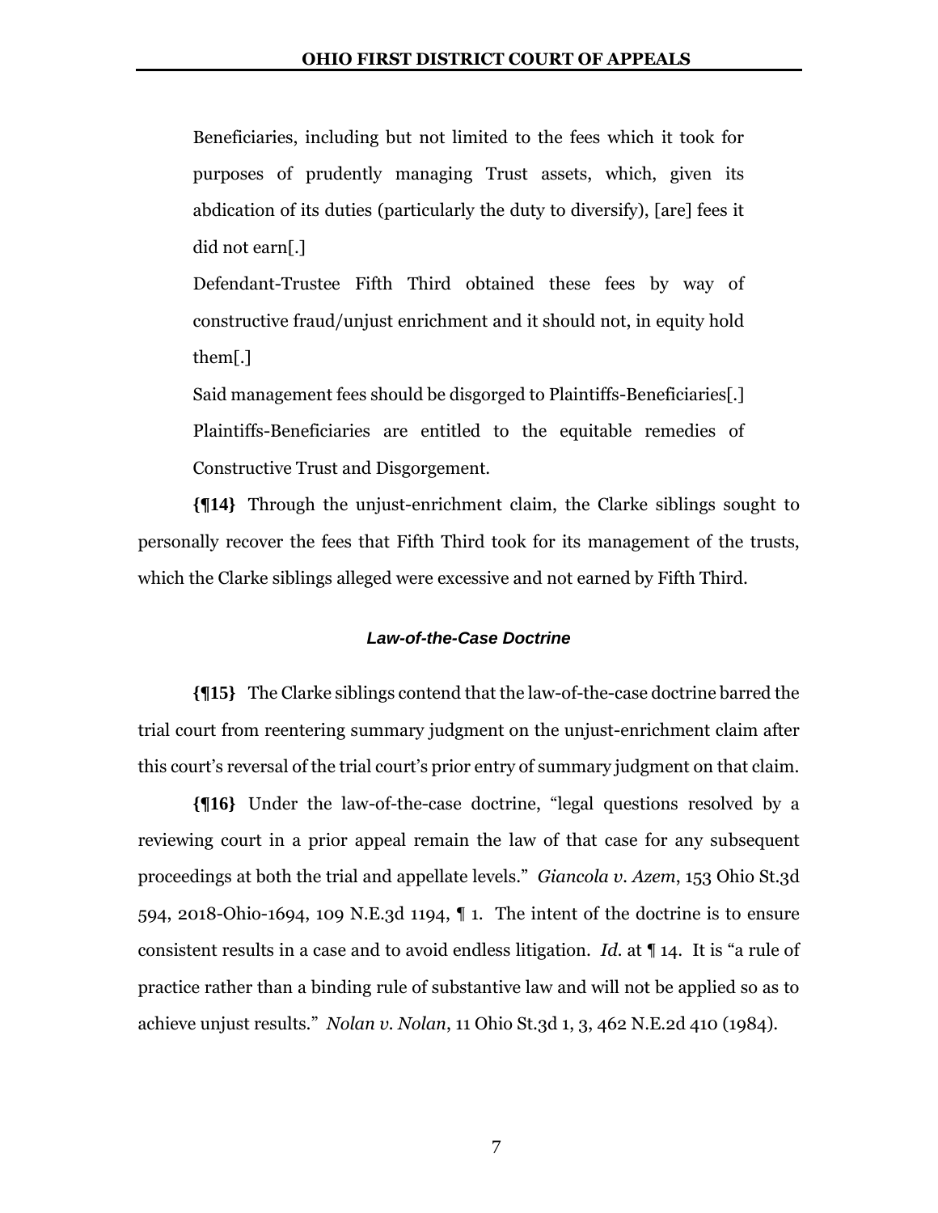> Beneficiaries, including but not limited to the fees which it took for purposes of prudently managing Trust assets, which, given its abdication of its duties (particularly the duty to diversify), [are] fees it did not earn[.]
>
> Defendant-Trustee Fifth Third obtained these fees by way of constructive fraud/unjust enrichment and it should not, in equity hold them[.]
>
> Said management fees should be disgorged to Plaintiffs-Beneficiaries[.]
>
> Plaintiffs-Beneficiaries are entitled to the equitable remedies of Constructive Trust and Disgorgement.

**{¶14}** Through the unjust-enrichment claim, the Clarke siblings sought to personally recover the fees that Fifth Third took for its management of the trusts, which the Clarke siblings alleged were excessive and not earned by Fifth Third.

### *Law-of-the-Case Doctrine*

**{¶15}** The Clarke siblings contend that the law-of-the-case doctrine barred the trial court from reentering summary judgment on the unjust-enrichment claim after this court's reversal of the trial court's prior entry of summary judgment on that claim.

**{¶16}** Under the law-of-the-case doctrine, "legal questions resolved by a reviewing court in a prior appeal remain the law of that case for any subsequent proceedings at both the trial and appellate levels." *Giancola v. Azem*, 153 Ohio St.3d 594, 2018-Ohio-1694, 109 N.E.3d 1194, ¶ 1. The intent of the doctrine is to ensure consistent results in a case and to avoid endless litigation. *Id.* at ¶ 14. It is "a rule of practice rather than a binding rule of substantive law and will not be applied so as to achieve unjust results." *Nolan v. Nolan*, 11 Ohio St.3d 1, 3, 462 N.E.2d 410 (1984).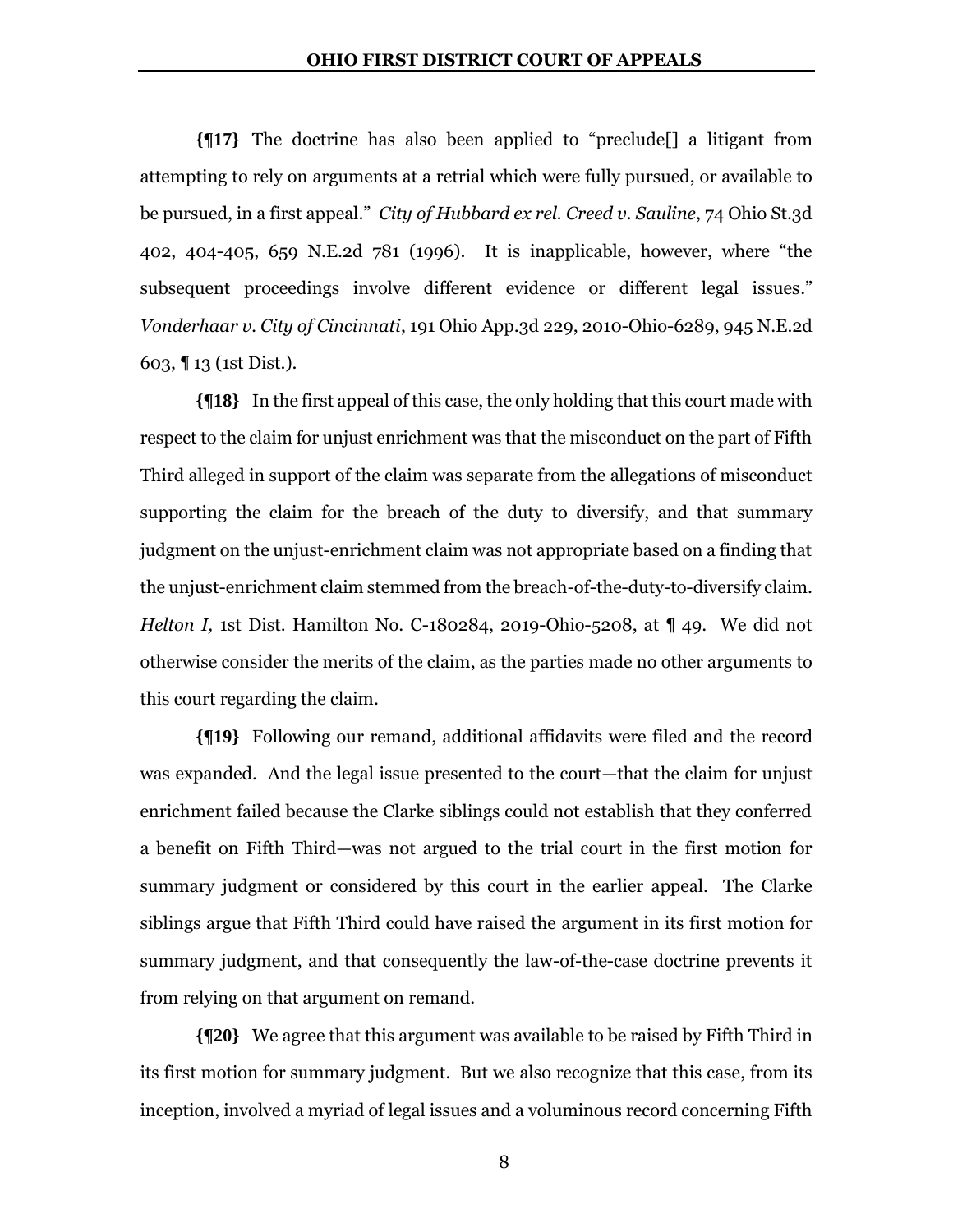**{¶17}** The doctrine has also been applied to "preclude[] a litigant from attempting to rely on arguments at a retrial which were fully pursued, or available to be pursued, in a first appeal." *City of Hubbard ex rel. Creed v. Sauline*, 74 Ohio St.3d 402, 404-405, 659 N.E.2d 781 (1996). It is inapplicable, however, where "the subsequent proceedings involve different evidence or different legal issues." *Vonderhaar v. City of Cincinnati*, 191 Ohio App.3d 229, 2010-Ohio-6289, 945 N.E.2d 603, ¶ 13 (1st Dist.).

**{¶18}** In the first appeal of this case, the only holding that this court made with respect to the claim for unjust enrichment was that the misconduct on the part of Fifth Third alleged in support of the claim was separate from the allegations of misconduct supporting the claim for the breach of the duty to diversify, and that summary judgment on the unjust-enrichment claim was not appropriate based on a finding that the unjust-enrichment claim stemmed from the breach-of-the-duty-to-diversify claim. *Helton I,* 1st Dist. Hamilton No. C-180284, 2019-Ohio-5208, at ¶ 49. We did not otherwise consider the merits of the claim, as the parties made no other arguments to this court regarding the claim.

**{¶19}** Following our remand, additional affidavits were filed and the record was expanded. And the legal issue presented to the court—that the claim for unjust enrichment failed because the Clarke siblings could not establish that they conferred a benefit on Fifth Third—was not argued to the trial court in the first motion for summary judgment or considered by this court in the earlier appeal. The Clarke siblings argue that Fifth Third could have raised the argument in its first motion for summary judgment, and that consequently the law-of-the-case doctrine prevents it from relying on that argument on remand.

**{¶20}** We agree that this argument was available to be raised by Fifth Third in its first motion for summary judgment. But we also recognize that this case, from its inception, involved a myriad of legal issues and a voluminous record concerning Fifth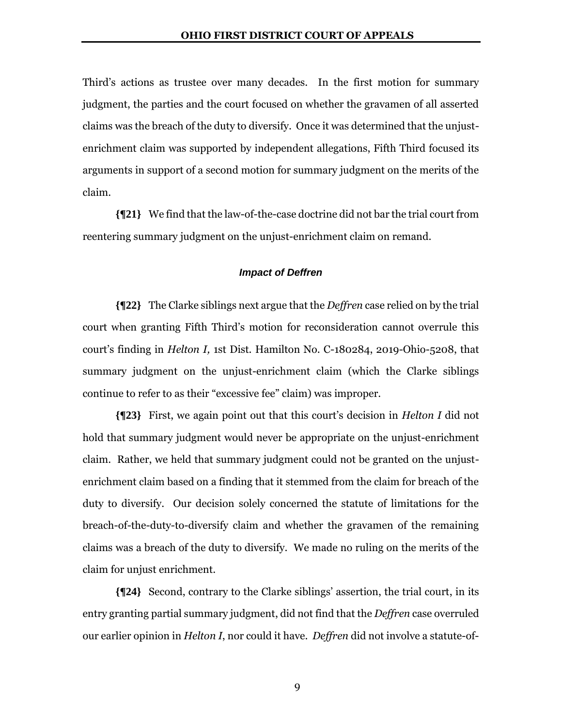Third's actions as trustee over many decades. In the first motion for summary judgment, the parties and the court focused on whether the gravamen of all asserted claims was the breach of the duty to diversify. Once it was determined that the unjust-enrichment claim was supported by independent allegations, Fifth Third focused its arguments in support of a second motion for summary judgment on the merits of the claim.

**{¶21}** We find that the law-of-the-case doctrine did not bar the trial court from reentering summary judgment on the unjust-enrichment claim on remand.

### *Impact of Deffren*

**{¶22}** The Clarke siblings next argue that the *Deffren* case relied on by the trial court when granting Fifth Third's motion for reconsideration cannot overrule this court's finding in *Helton I,* 1st Dist. Hamilton No. C-180284, 2019-Ohio-5208, that summary judgment on the unjust-enrichment claim (which the Clarke siblings continue to refer to as their "excessive fee" claim) was improper.

**{¶23}** First, we again point out that this court's decision in *Helton I* did not hold that summary judgment would never be appropriate on the unjust-enrichment claim. Rather, we held that summary judgment could not be granted on the unjust-enrichment claim based on a finding that it stemmed from the claim for breach of the duty to diversify. Our decision solely concerned the statute of limitations for the breach-of-the-duty-to-diversify claim and whether the gravamen of the remaining claims was a breach of the duty to diversify. We made no ruling on the merits of the claim for unjust enrichment.

**{¶24}** Second, contrary to the Clarke siblings' assertion, the trial court, in its entry granting partial summary judgment, did not find that the *Deffren* case overruled our earlier opinion in *Helton I*, nor could it have. *Deffren* did not involve a statute-of-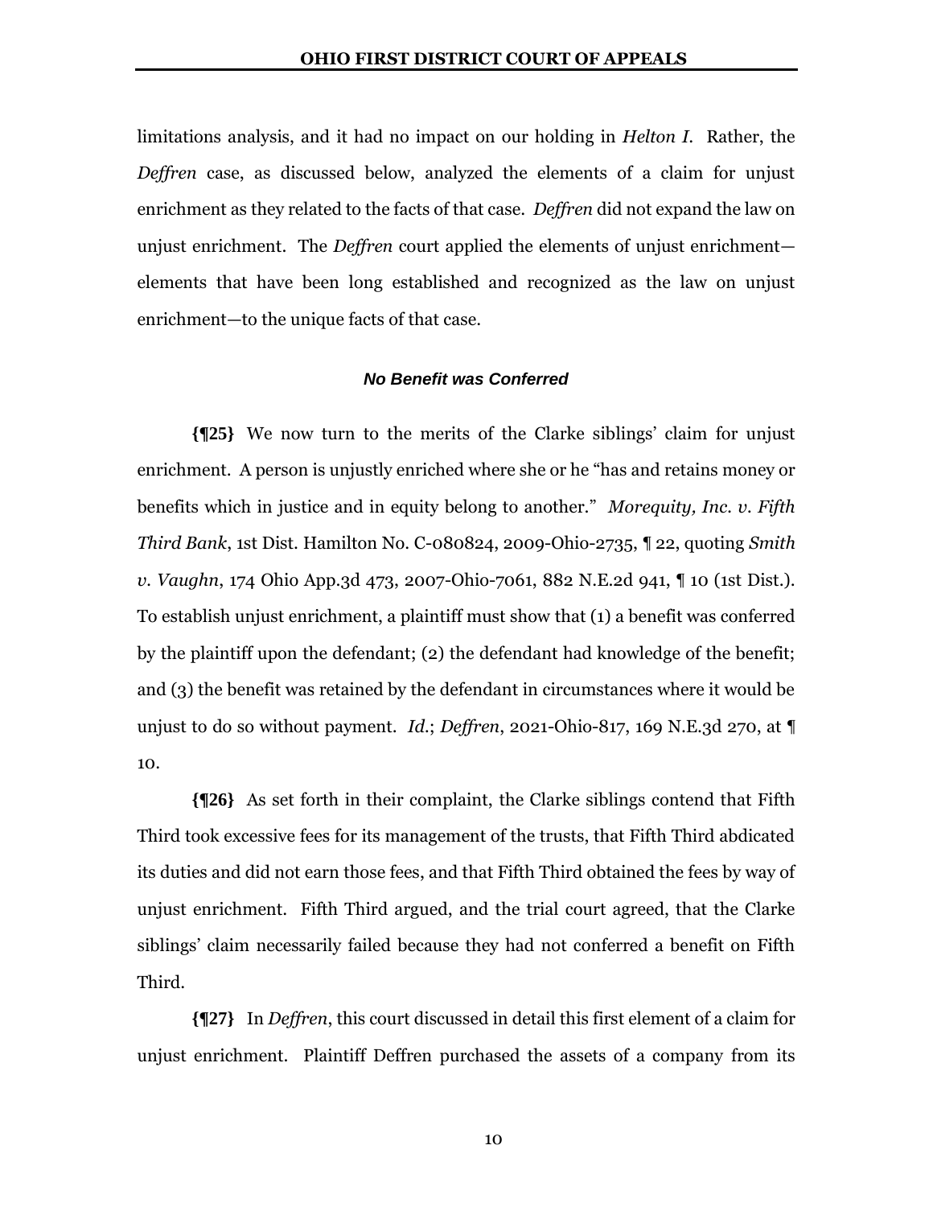limitations analysis, and it had no impact on our holding in *Helton I*. Rather, the *Deffren* case, as discussed below, analyzed the elements of a claim for unjust enrichment as they related to the facts of that case. *Deffren* did not expand the law on unjust enrichment. The *Deffren* court applied the elements of unjust enrichment—elements that have been long established and recognized as the law on unjust enrichment—to the unique facts of that case.

#### *No Benefit was Conferred*

**{¶25}** We now turn to the merits of the Clarke siblings' claim for unjust enrichment. A person is unjustly enriched where she or he "has and retains money or benefits which in justice and in equity belong to another." *Morequity, Inc. v. Fifth Third Bank*, 1st Dist. Hamilton No. C-080824, 2009-Ohio-2735, ¶ 22, quoting *Smith v. Vaughn*, 174 Ohio App.3d 473, 2007-Ohio-7061, 882 N.E.2d 941, ¶ 10 (1st Dist.). To establish unjust enrichment, a plaintiff must show that (1) a benefit was conferred by the plaintiff upon the defendant; (2) the defendant had knowledge of the benefit; and (3) the benefit was retained by the defendant in circumstances where it would be unjust to do so without payment. *Id.*; *Deffren*, 2021-Ohio-817, 169 N.E.3d 270, at ¶ 10.

**{¶26}** As set forth in their complaint, the Clarke siblings contend that Fifth Third took excessive fees for its management of the trusts, that Fifth Third abdicated its duties and did not earn those fees, and that Fifth Third obtained the fees by way of unjust enrichment. Fifth Third argued, and the trial court agreed, that the Clarke siblings' claim necessarily failed because they had not conferred a benefit on Fifth Third.

**{¶27}** In *Deffren*, this court discussed in detail this first element of a claim for unjust enrichment. Plaintiff Deffren purchased the assets of a company from its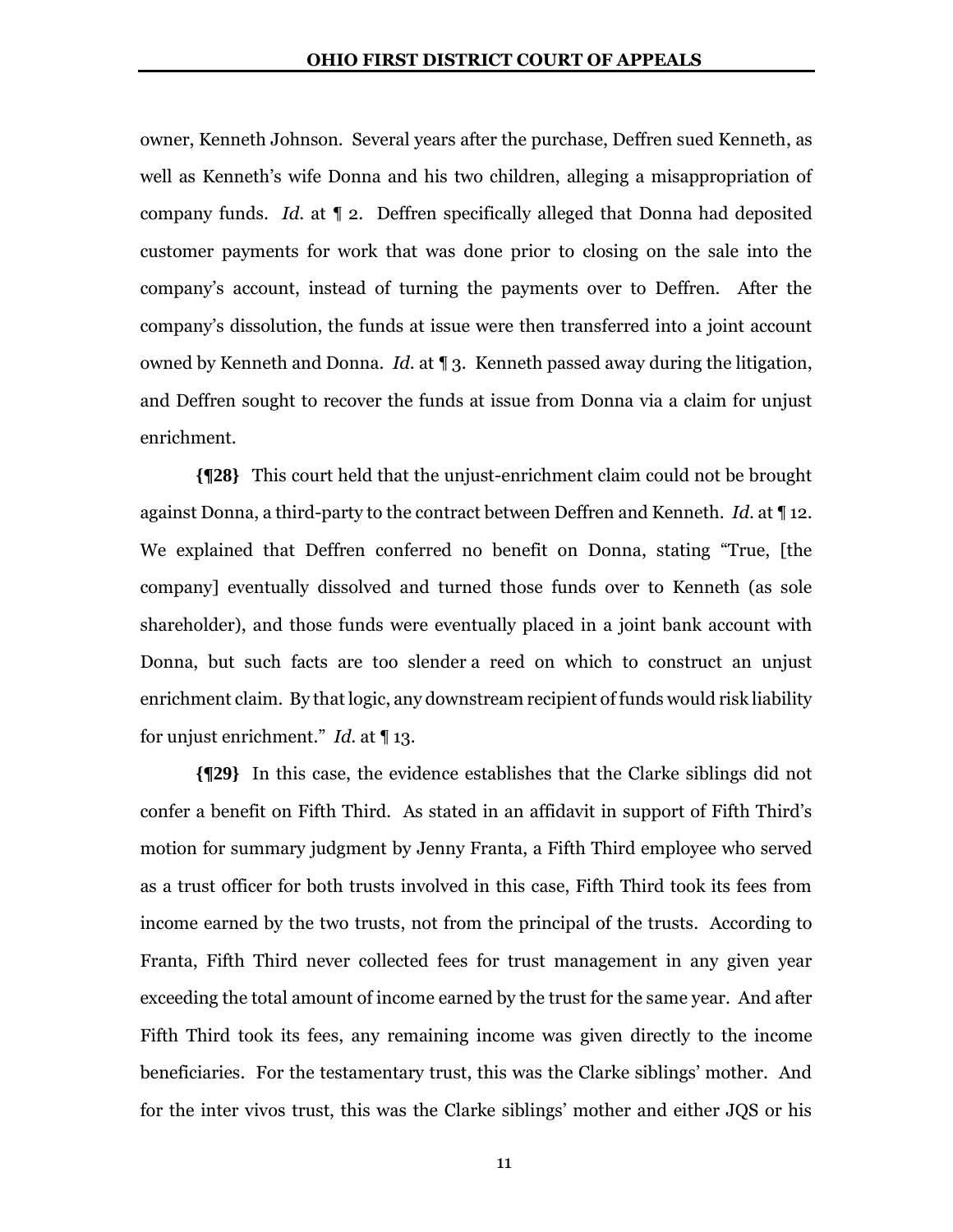owner, Kenneth Johnson. Several years after the purchase, Deffren sued Kenneth, as well as Kenneth's wife Donna and his two children, alleging a misappropriation of company funds. *Id.* at ¶ 2. Deffren specifically alleged that Donna had deposited customer payments for work that was done prior to closing on the sale into the company's account, instead of turning the payments over to Deffren. After the company's dissolution, the funds at issue were then transferred into a joint account owned by Kenneth and Donna. *Id.* at ¶ 3. Kenneth passed away during the litigation, and Deffren sought to recover the funds at issue from Donna via a claim for unjust enrichment.

**{¶28}** This court held that the unjust-enrichment claim could not be brought against Donna, a third-party to the contract between Deffren and Kenneth. *Id.* at ¶ 12. We explained that Deffren conferred no benefit on Donna, stating "True, [the company] eventually dissolved and turned those funds over to Kenneth (as sole shareholder), and those funds were eventually placed in a joint bank account with Donna, but such facts are too slender a reed on which to construct an unjust enrichment claim. By that logic, any downstream recipient of funds would risk liability for unjust enrichment." *Id.* at ¶ 13.

**{¶29}** In this case, the evidence establishes that the Clarke siblings did not confer a benefit on Fifth Third. As stated in an affidavit in support of Fifth Third's motion for summary judgment by Jenny Franta, a Fifth Third employee who served as a trust officer for both trusts involved in this case, Fifth Third took its fees from income earned by the two trusts, not from the principal of the trusts. According to Franta, Fifth Third never collected fees for trust management in any given year exceeding the total amount of income earned by the trust for the same year. And after Fifth Third took its fees, any remaining income was given directly to the income beneficiaries. For the testamentary trust, this was the Clarke siblings' mother. And for the inter vivos trust, this was the Clarke siblings' mother and either JQS or his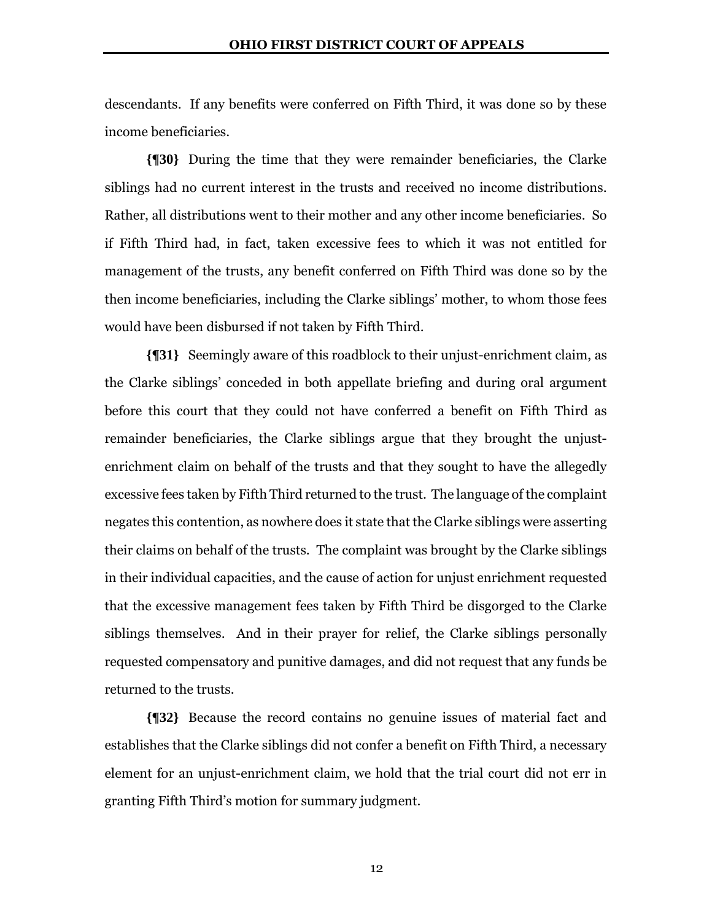descendants. If any benefits were conferred on Fifth Third, it was done so by these income beneficiaries.

**{¶30}** During the time that they were remainder beneficiaries, the Clarke siblings had no current interest in the trusts and received no income distributions. Rather, all distributions went to their mother and any other income beneficiaries. So if Fifth Third had, in fact, taken excessive fees to which it was not entitled for management of the trusts, any benefit conferred on Fifth Third was done so by the then income beneficiaries, including the Clarke siblings' mother, to whom those fees would have been disbursed if not taken by Fifth Third.

**{¶31}** Seemingly aware of this roadblock to their unjust-enrichment claim, as the Clarke siblings' conceded in both appellate briefing and during oral argument before this court that they could not have conferred a benefit on Fifth Third as remainder beneficiaries, the Clarke siblings argue that they brought the unjust-enrichment claim on behalf of the trusts and that they sought to have the allegedly excessive fees taken by Fifth Third returned to the trust. The language of the complaint negates this contention, as nowhere does it state that the Clarke siblings were asserting their claims on behalf of the trusts. The complaint was brought by the Clarke siblings in their individual capacities, and the cause of action for unjust enrichment requested that the excessive management fees taken by Fifth Third be disgorged to the Clarke siblings themselves. And in their prayer for relief, the Clarke siblings personally requested compensatory and punitive damages, and did not request that any funds be returned to the trusts.

**{¶32}** Because the record contains no genuine issues of material fact and establishes that the Clarke siblings did not confer a benefit on Fifth Third, a necessary element for an unjust-enrichment claim, we hold that the trial court did not err in granting Fifth Third's motion for summary judgment.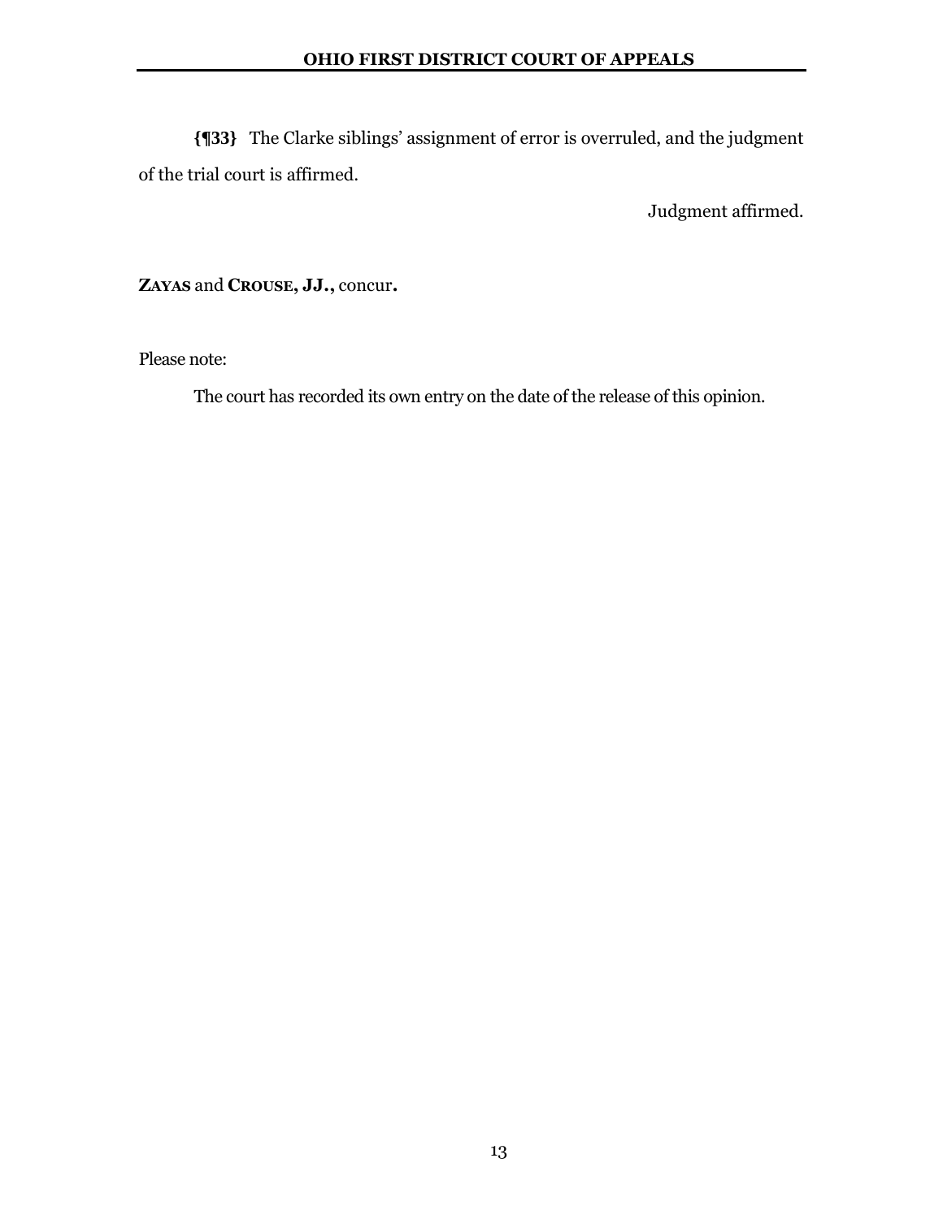**{¶33}** The Clarke siblings' assignment of error is overruled, and the judgment of the trial court is affirmed.

Judgment affirmed.

**ZAYAS** and **CROUSE, JJ.,** concur**.**

Please note:

The court has recorded its own entry on the date of the release of this opinion.